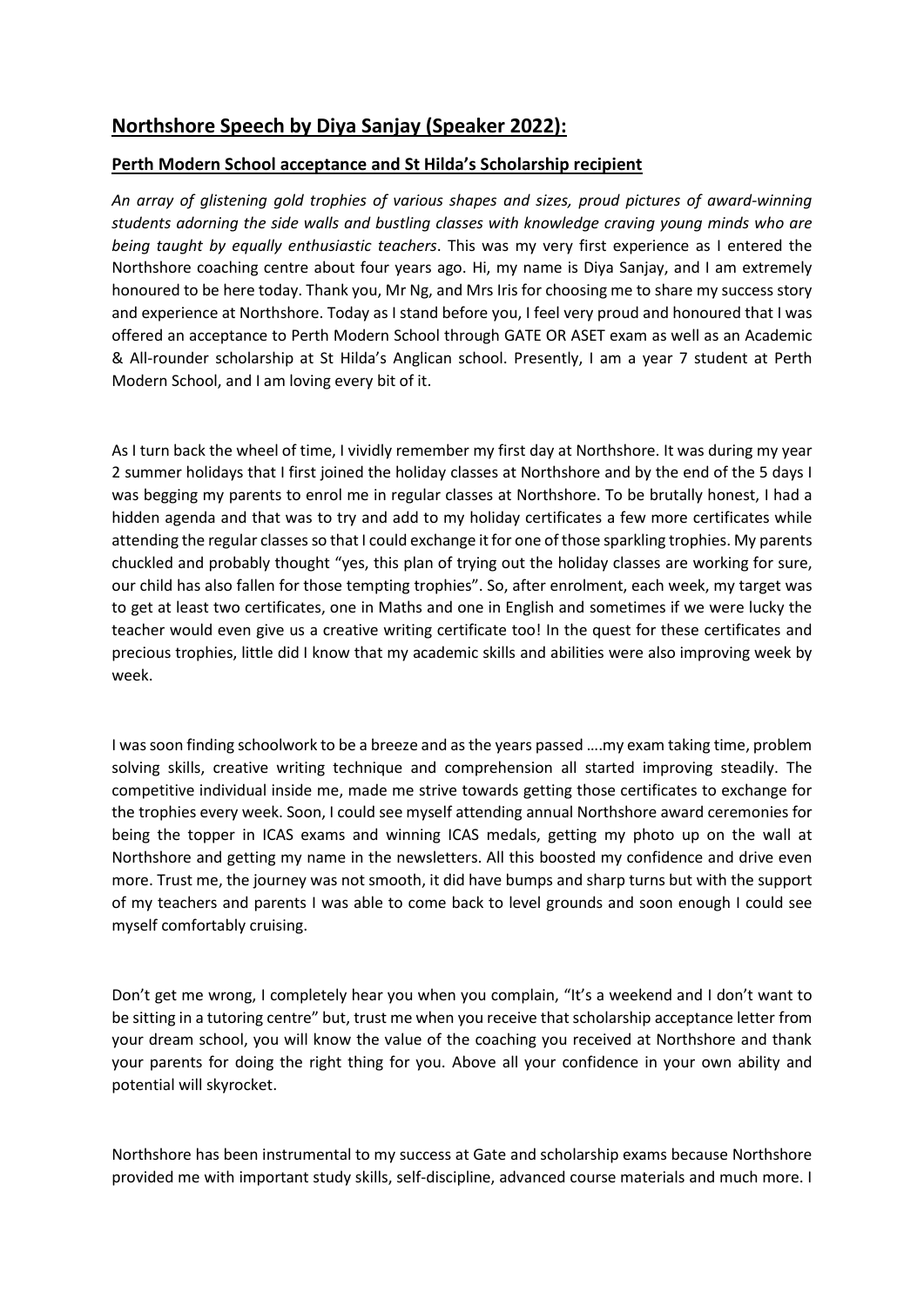## **Northshore Speech by Diya Sanjay (Speaker 2022):**

### **Perth Modern School acceptance and St Hilda's Scholarship recipient**

*An array of glistening gold trophies of various shapes and sizes, proud pictures of award-winning students adorning the side walls and bustling classes with knowledge craving young minds who are being taught by equally enthusiastic teachers*. This was my very first experience as I entered the Northshore coaching centre about four years ago. Hi, my name is Diya Sanjay, and I am extremely honoured to be here today. Thank you, Mr Ng, and Mrs Iris for choosing me to share my success story and experience at Northshore. Today as I stand before you, I feel very proud and honoured that I was offered an acceptance to Perth Modern School through GATE OR ASET exam as well as an Academic & All-rounder scholarship at St Hilda's Anglican school. Presently, I am a year 7 student at Perth Modern School, and I am loving every bit of it.

As I turn back the wheel of time, I vividly remember my first day at Northshore. It was during my year 2 summer holidays that I first joined the holiday classes at Northshore and by the end of the 5 days I was begging my parents to enrol me in regular classes at Northshore. To be brutally honest, I had a hidden agenda and that was to try and add to my holiday certificates a few more certificates while attending the regular classes so that I could exchange it for one of those sparkling trophies. My parents chuckled and probably thought "yes, this plan of trying out the holiday classes are working for sure, our child has also fallen for those tempting trophies". So, after enrolment, each week, my target was to get at least two certificates, one in Maths and one in English and sometimes if we were lucky the teacher would even give us a creative writing certificate too! In the quest for these certificates and precious trophies, little did I know that my academic skills and abilities were also improving week by week.

I was soon finding schoolwork to be a breeze and as the years passed ….my exam taking time, problem solving skills, creative writing technique and comprehension all started improving steadily. The competitive individual inside me, made me strive towards getting those certificates to exchange for the trophies every week. Soon, I could see myself attending annual Northshore award ceremonies for being the topper in ICAS exams and winning ICAS medals, getting my photo up on the wall at Northshore and getting my name in the newsletters. All this boosted my confidence and drive even more. Trust me, the journey was not smooth, it did have bumps and sharp turns but with the support of my teachers and parents I was able to come back to level grounds and soon enough I could see myself comfortably cruising.

Don't get me wrong, I completely hear you when you complain, "It's a weekend and I don't want to be sitting in a tutoring centre" but, trust me when you receive that scholarship acceptance letter from your dream school, you will know the value of the coaching you received at Northshore and thank your parents for doing the right thing for you. Above all your confidence in your own ability and potential will skyrocket.

Northshore has been instrumental to my success at Gate and scholarship exams because Northshore provided me with important study skills, self-discipline, advanced course materials and much more. I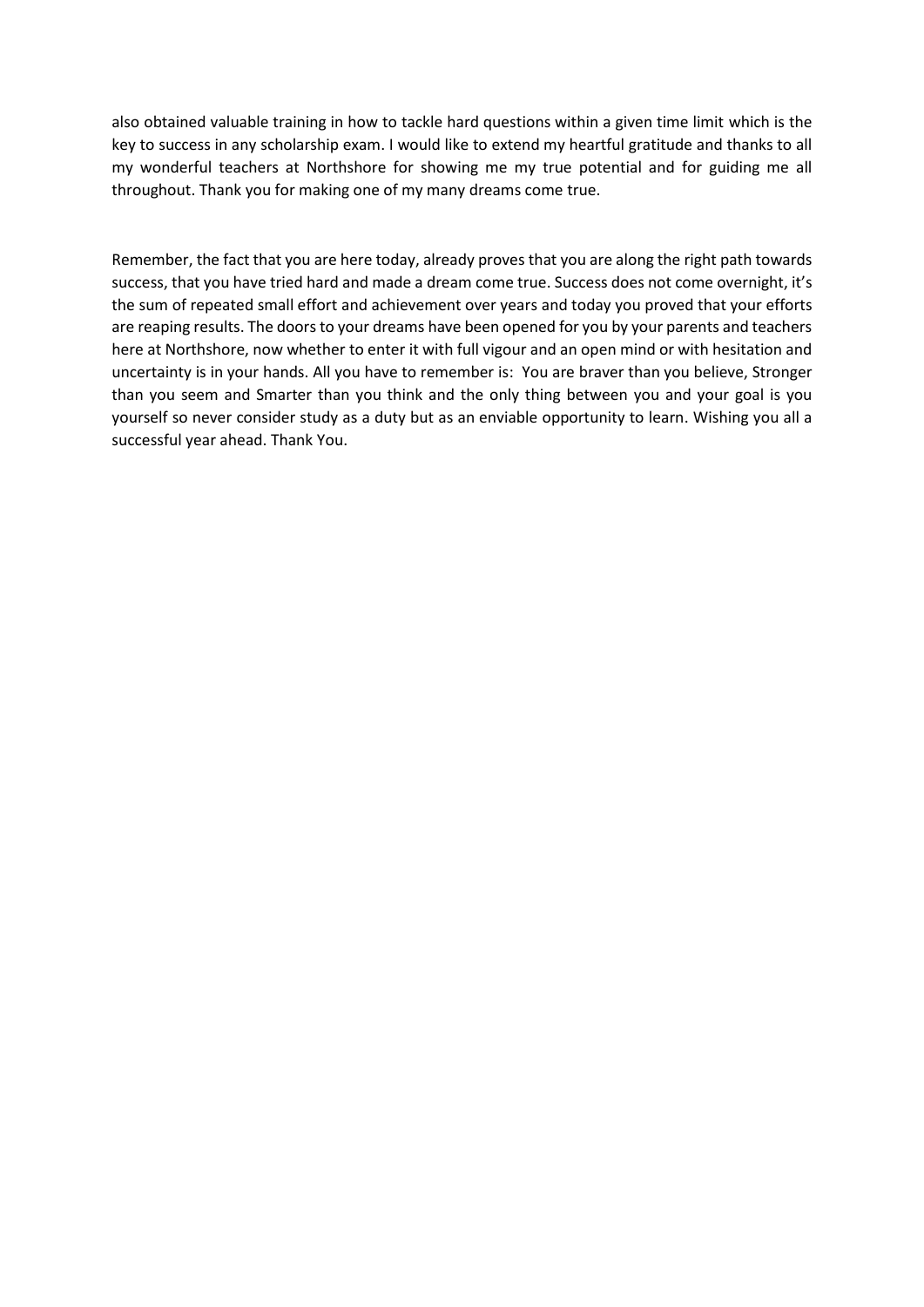also obtained valuable training in how to tackle hard questions within a given time limit which is the key to success in any scholarship exam. I would like to extend my heartful gratitude and thanks to all my wonderful teachers at Northshore for showing me my true potential and for guiding me all throughout. Thank you for making one of my many dreams come true.

Remember, the fact that you are here today, already proves that you are along the right path towards success, that you have tried hard and made a dream come true. Success does not come overnight, it's the sum of repeated small effort and achievement over years and today you proved that your efforts are reaping results. The doors to your dreams have been opened for you by your parents and teachers here at Northshore, now whether to enter it with full vigour and an open mind or with hesitation and uncertainty is in your hands. All you have to remember is: You are braver than you believe, Stronger than you seem and Smarter than you think and the only thing between you and your goal is you yourself so never consider study as a duty but as an enviable opportunity to learn. Wishing you all a successful year ahead. Thank You.